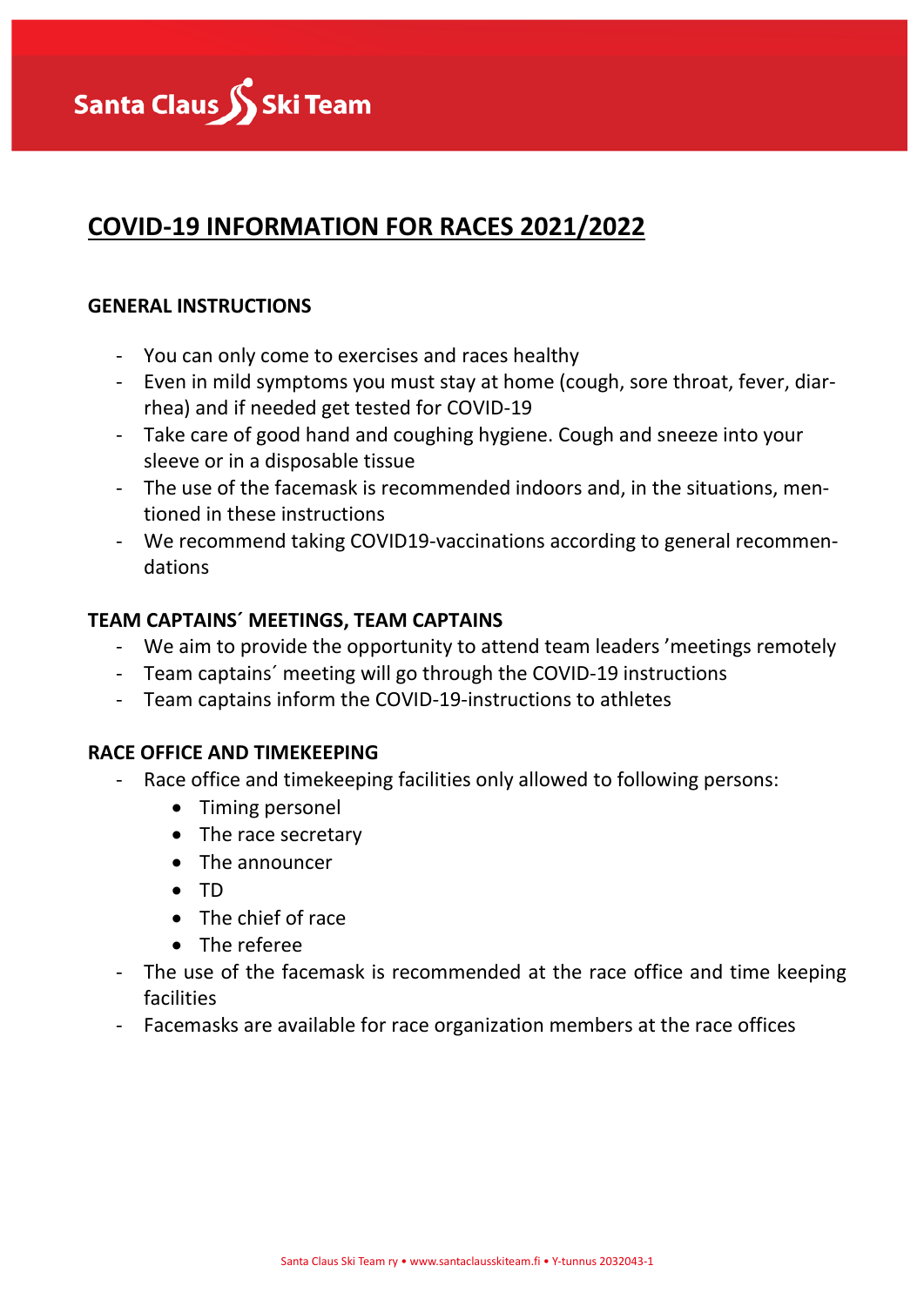Santa Claus Ski Team

# COVID-19 INFORMATION FOR RACES 2021/2022

## GENERAL INSTRUCTIONS

- You can only come to exercises and races healthy
- Even in mild symptoms you must stay at home (cough, sore throat, fever, diarrhea) and if needed get tested for COVID-19
- Take care of good hand and coughing hygiene. Cough and sneeze into your sleeve or in a disposable tissue
- The use of the facemask is recommended indoors and, in the situations, mentioned in these instructions
- We recommend taking COVID19-vaccinations according to general recommendations

## TEAM CAPTAINS´ MEETINGS, TEAM CAPTAINS

- We aim to provide the opportunity to attend team leaders ’meetings remotely
- Team captains´ meeting will go through the COVID-19 instructions
- Team captains inform the COVID-19-instructions to athletes

## RACE OFFICE AND TIMEKEEPING

- Race office and timekeeping facilities only allowed to following persons:
    - Timing personel
    - The race secretary
    - The announcer
    - TD
    - The chief of race
    - The referee
- The use of the facemask is recommended at the race office and time keeping facilities
- Facemasks are available for race organization members at the race offices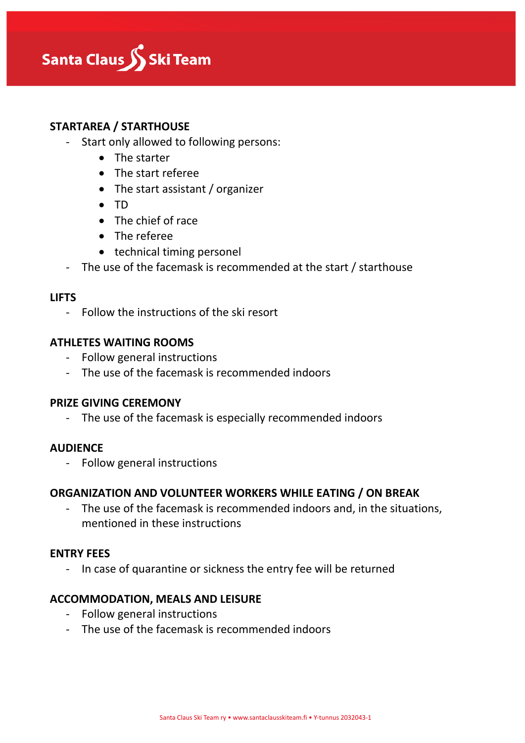## STARTAREA / STARTHOUSE

- Start only allowed to following persons:
    - The starter
    - The start referee
    - The start assistant / organizer
    - TD
    - The chief of race
    - The referee
    - technical timing personel
- The use of the facemask is recommended at the start / starthouse

## LIFTS

- Follow the instructions of the ski resort

## ATHLETES WAITING ROOMS

- Follow general instructions
- The use of the facemask is recommended indoors

## PRIZE GIVING CEREMONY

- The use of the facemask is especially recommended indoors

## AUDIENCE

- Follow general instructions

## ORGANIZATION AND VOLUNTEER WORKERS WHILE EATING / ON BREAK

- The use of the facemask is recommended indoors and, in the situations, mentioned in these instructions

## ENTRY FEES

- In case of quarantine or sickness the entry fee will be returned

## ACCOMMODATION, MEALS AND LEISURE

- Follow general instructions
- The use of the facemask is recommended indoors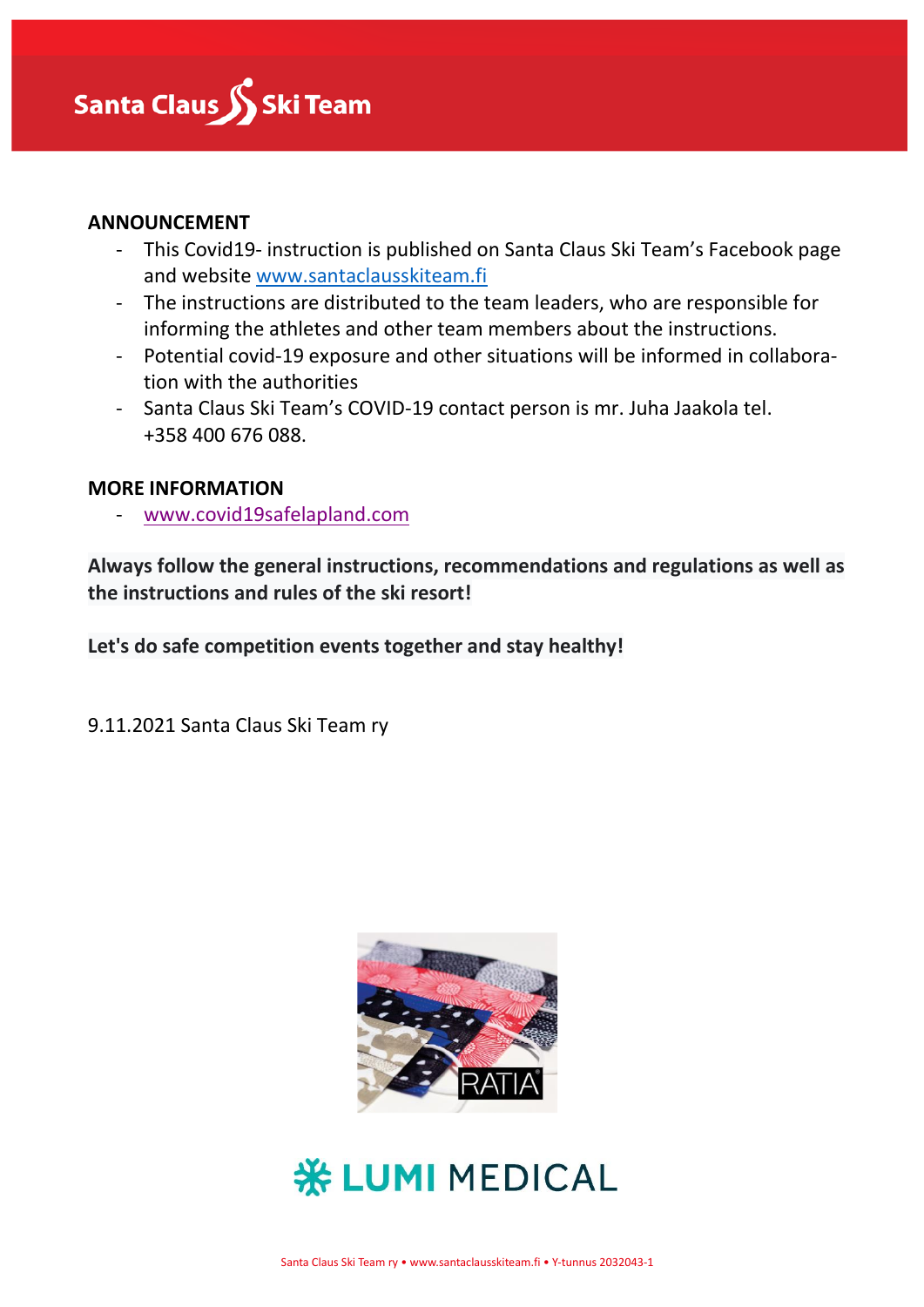**ANNOUNCEMENT**

- This Covid19- instruction is published on Santa Claus Ski Team's Facebook page and website www.santaclausskiteam.fi
- The instructions are distributed to the team leaders, who are responsible for informing the athletes and other team members about the instructions.
- Potential covid-19 exposure and other situations will be informed in collaboration with the authorities
- Santa Claus Ski Team's COVID-19 contact person is mr. Juha Jaakola tel. +358 400 676 088.

**MORE INFORMATION**

- www.covid19safelapland.com

**Always follow the general instructions, recommendations and regulations as well as the instructions and rules of the ski resort!**

**Let's do safe competition events together and stay healthy!**

9.11.2021 Santa Claus Ski Team ry